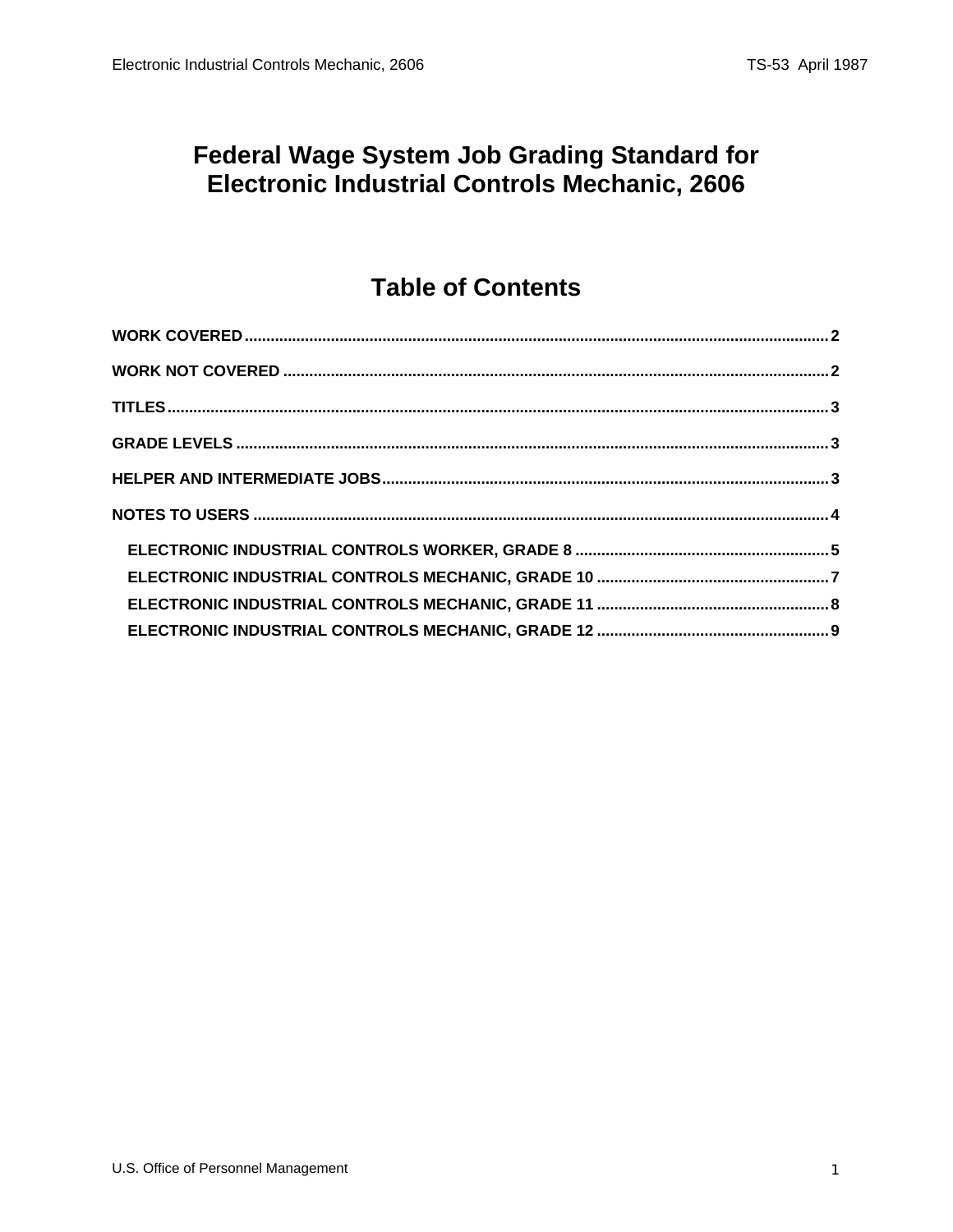# Federal Wage System Job Grading Standard for Electronic Industrial Controls Mechanic, 2606

## Table of Contents

WORK COVERED ........ 2

WORK NOT COVERED ........ 2

TITLES ........ 3

GRADE LEVELS ........ 3

HELPER AND INTERMEDIATE JOBS ........ 3

NOTES TO USERS ........ 4

- ELECTRONIC INDUSTRIAL CONTROLS WORKER, GRADE 8 ........ 5
- ELECTRONIC INDUSTRIAL CONTROLS MECHANIC, GRADE 10 ........ 7
- ELECTRONIC INDUSTRIAL CONTROLS MECHANIC, GRADE 11 ........ 8
- ELECTRONIC INDUSTRIAL CONTROLS MECHANIC, GRADE 12 ........ 9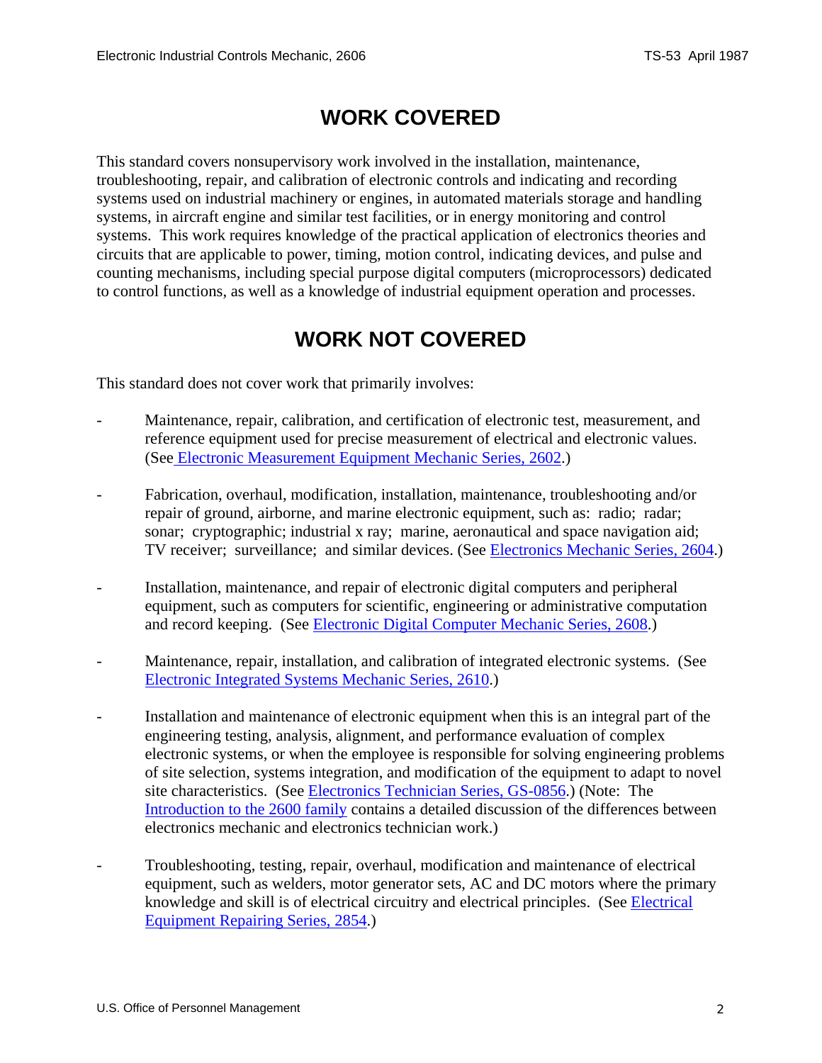# WORK COVERED

This standard covers nonsupervisory work involved in the installation, maintenance, troubleshooting, repair, and calibration of electronic controls and indicating and recording systems used on industrial machinery or engines, in automated materials storage and handling systems, in aircraft engine and similar test facilities, or in energy monitoring and control systems. This work requires knowledge of the practical application of electronics theories and circuits that are applicable to power, timing, motion control, indicating devices, and pulse and counting mechanisms, including special purpose digital computers (microprocessors) dedicated to control functions, as well as a knowledge of industrial equipment operation and processes.

# WORK NOT COVERED

This standard does not cover work that primarily involves:

- Maintenance, repair, calibration, and certification of electronic test, measurement, and reference equipment used for precise measurement of electrical and electronic values. (See Electronic Measurement Equipment Mechanic Series, 2602.)

- Fabrication, overhaul, modification, installation, maintenance, troubleshooting and/or repair of ground, airborne, and marine electronic equipment, such as: radio; radar; sonar; cryptographic; industrial x ray; marine, aeronautical and space navigation aid; TV receiver; surveillance; and similar devices. (See Electronics Mechanic Series, 2604.)

- Installation, maintenance, and repair of electronic digital computers and peripheral equipment, such as computers for scientific, engineering or administrative computation and record keeping. (See Electronic Digital Computer Mechanic Series, 2608.)

- Maintenance, repair, installation, and calibration of integrated electronic systems. (See Electronic Integrated Systems Mechanic Series, 2610.)

- Installation and maintenance of electronic equipment when this is an integral part of the engineering testing, analysis, alignment, and performance evaluation of complex electronic systems, or when the employee is responsible for solving engineering problems of site selection, systems integration, and modification of the equipment to adapt to novel site characteristics. (See Electronics Technician Series, GS-0856.) (Note: The Introduction to the 2600 family contains a detailed discussion of the differences between electronics mechanic and electronics technician work.)

- Troubleshooting, testing, repair, overhaul, modification and maintenance of electrical equipment, such as welders, motor generator sets, AC and DC motors where the primary knowledge and skill is of electrical circuitry and electrical principles. (See Electrical Equipment Repairing Series, 2854.)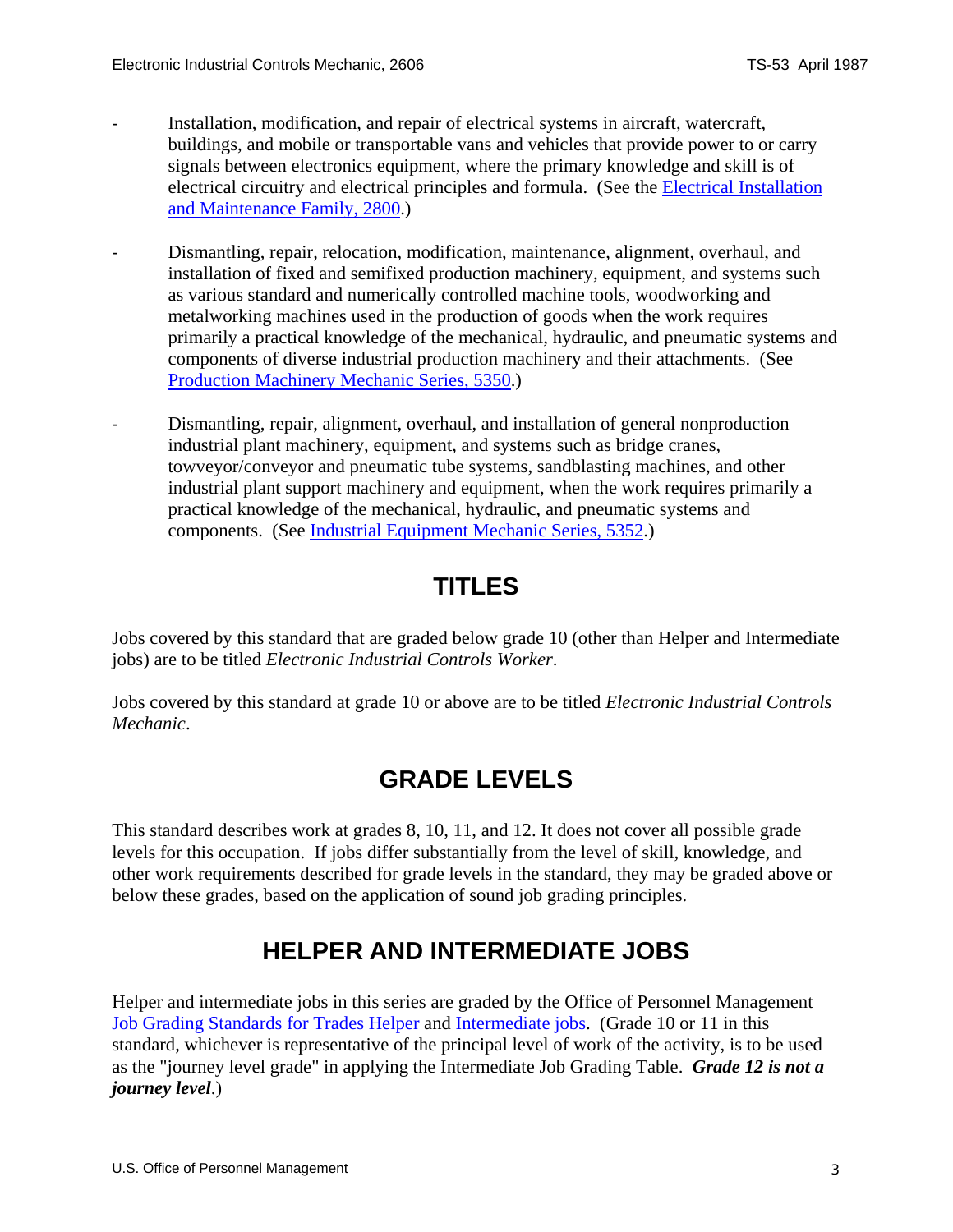- Installation, modification, and repair of electrical systems in aircraft, watercraft, buildings, and mobile or transportable vans and vehicles that provide power to or carry signals between electronics equipment, where the primary knowledge and skill is of electrical circuitry and electrical principles and formula. (See the Electrical Installation and Maintenance Family, 2800.)

- Dismantling, repair, relocation, modification, maintenance, alignment, overhaul, and installation of fixed and semifixed production machinery, equipment, and systems such as various standard and numerically controlled machine tools, woodworking and metalworking machines used in the production of goods when the work requires primarily a practical knowledge of the mechanical, hydraulic, and pneumatic systems and components of diverse industrial production machinery and their attachments. (See Production Machinery Mechanic Series, 5350.)

- Dismantling, repair, alignment, overhaul, and installation of general nonproduction industrial plant machinery, equipment, and systems such as bridge cranes, towveyor/conveyor and pneumatic tube systems, sandblasting machines, and other industrial plant support machinery and equipment, when the work requires primarily a practical knowledge of the mechanical, hydraulic, and pneumatic systems and components. (See Industrial Equipment Mechanic Series, 5352.)

## TITLES

Jobs covered by this standard that are graded below grade 10 (other than Helper and Intermediate jobs) are to be titled *Electronic Industrial Controls Worker.*

Jobs covered by this standard at grade 10 or above are to be titled *Electronic Industrial Controls Mechanic*.

## GRADE LEVELS

This standard describes work at grades 8, 10, 11, and 12. It does not cover all possible grade levels for this occupation. If jobs differ substantially from the level of skill, knowledge, and other work requirements described for grade levels in the standard, they may be graded above or below these grades, based on the application of sound job grading principles.

## HELPER AND INTERMEDIATE JOBS

Helper and intermediate jobs in this series are graded by the Office of Personnel Management Job Grading Standards for Trades Helper and Intermediate jobs. (Grade 10 or 11 in this standard, whichever is representative of the principal level of work of the activity, is to be used as the "journey level grade" in applying the Intermediate Job Grading Table. ***Grade 12 is not a journey level***.)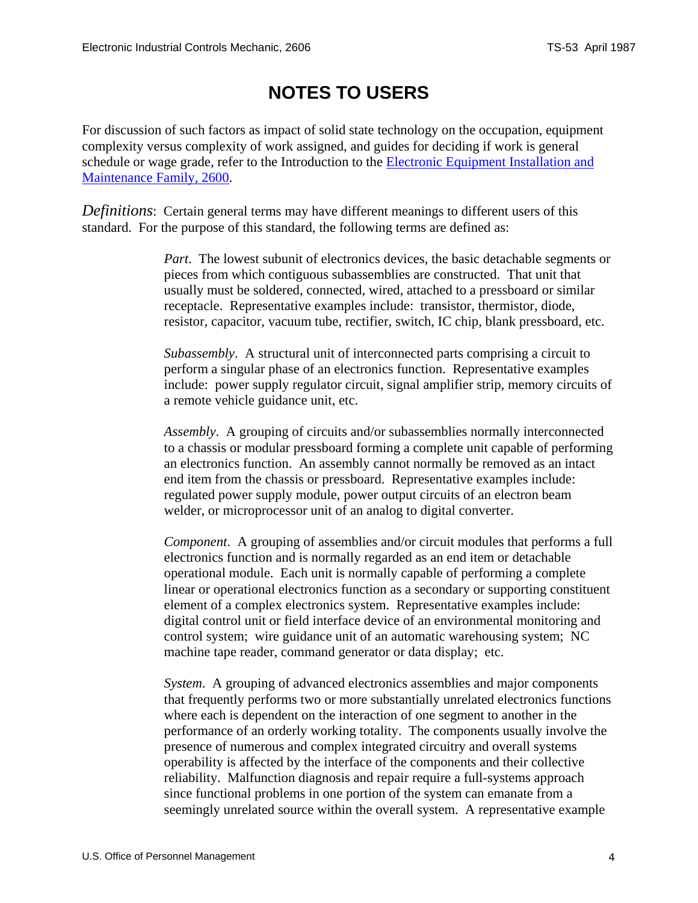# NOTES TO USERS

For discussion of such factors as impact of solid state technology on the occupation, equipment complexity versus complexity of work assigned, and guides for deciding if work is general schedule or wage grade, refer to the Introduction to the [Electronic Equipment Installation and Maintenance Family, 2600](#).

*Definitions*: Certain general terms may have different meanings to different users of this standard. For the purpose of this standard, the following terms are defined as:

> *Part*. The lowest subunit of electronics devices, the basic detachable segments or pieces from which contiguous subassemblies are constructed. That unit that usually must be soldered, connected, wired, attached to a pressboard or similar receptacle. Representative examples include: transistor, thermistor, diode, resistor, capacitor, vacuum tube, rectifier, switch, IC chip, blank pressboard, etc.
>
> *Subassembly*. A structural unit of interconnected parts comprising a circuit to perform a singular phase of an electronics function. Representative examples include: power supply regulator circuit, signal amplifier strip, memory circuits of a remote vehicle guidance unit, etc.
>
> *Assembly*. A grouping of circuits and/or subassemblies normally interconnected to a chassis or modular pressboard forming a complete unit capable of performing an electronics function. An assembly cannot normally be removed as an intact end item from the chassis or pressboard. Representative examples include: regulated power supply module, power output circuits of an electron beam welder, or microprocessor unit of an analog to digital converter.
>
> *Component*. A grouping of assemblies and/or circuit modules that performs a full electronics function and is normally regarded as an end item or detachable operational module. Each unit is normally capable of performing a complete linear or operational electronics function as a secondary or supporting constituent element of a complex electronics system. Representative examples include: digital control unit or field interface device of an environmental monitoring and control system; wire guidance unit of an automatic warehousing system; NC machine tape reader, command generator or data display; etc.
>
> *System*. A grouping of advanced electronics assemblies and major components that frequently performs two or more substantially unrelated electronics functions where each is dependent on the interaction of one segment to another in the performance of an orderly working totality. The components usually involve the presence of numerous and complex integrated circuitry and overall systems operability is affected by the interface of the components and their collective reliability. Malfunction diagnosis and repair require a full-systems approach since functional problems in one portion of the system can emanate from a seemingly unrelated source within the overall system. A representative example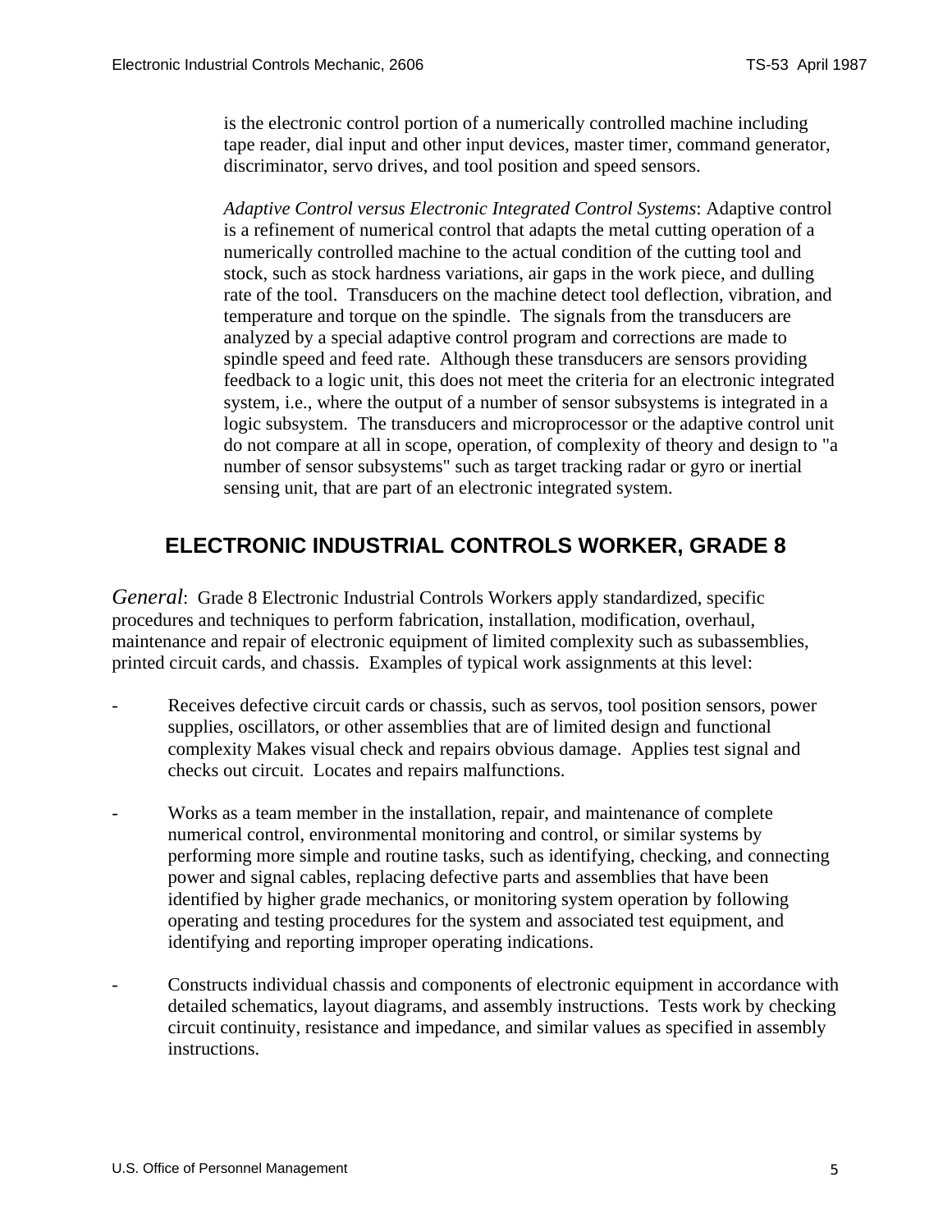is the electronic control portion of a numerically controlled machine including tape reader, dial input and other input devices, master timer, command generator, discriminator, servo drives, and tool position and speed sensors.

*Adaptive Control versus Electronic Integrated Control Systems*: Adaptive control is a refinement of numerical control that adapts the metal cutting operation of a numerically controlled machine to the actual condition of the cutting tool and stock, such as stock hardness variations, air gaps in the work piece, and dulling rate of the tool. Transducers on the machine detect tool deflection, vibration, and temperature and torque on the spindle. The signals from the transducers are analyzed by a special adaptive control program and corrections are made to spindle speed and feed rate. Although these transducers are sensors providing feedback to a logic unit, this does not meet the criteria for an electronic integrated system, i.e., where the output of a number of sensor subsystems is integrated in a logic subsystem. The transducers and microprocessor or the adaptive control unit do not compare at all in scope, operation, of complexity of theory and design to "a number of sensor subsystems" such as target tracking radar or gyro or inertial sensing unit, that are part of an electronic integrated system.

## ELECTRONIC INDUSTRIAL CONTROLS WORKER, GRADE 8

*General*: Grade 8 Electronic Industrial Controls Workers apply standardized, specific procedures and techniques to perform fabrication, installation, modification, overhaul, maintenance and repair of electronic equipment of limited complexity such as subassemblies, printed circuit cards, and chassis. Examples of typical work assignments at this level:

- Receives defective circuit cards or chassis, such as servos, tool position sensors, power supplies, oscillators, or other assemblies that are of limited design and functional complexity Makes visual check and repairs obvious damage. Applies test signal and checks out circuit. Locates and repairs malfunctions.

- Works as a team member in the installation, repair, and maintenance of complete numerical control, environmental monitoring and control, or similar systems by performing more simple and routine tasks, such as identifying, checking, and connecting power and signal cables, replacing defective parts and assemblies that have been identified by higher grade mechanics, or monitoring system operation by following operating and testing procedures for the system and associated test equipment, and identifying and reporting improper operating indications.

- Constructs individual chassis and components of electronic equipment in accordance with detailed schematics, layout diagrams, and assembly instructions. Tests work by checking circuit continuity, resistance and impedance, and similar values as specified in assembly instructions.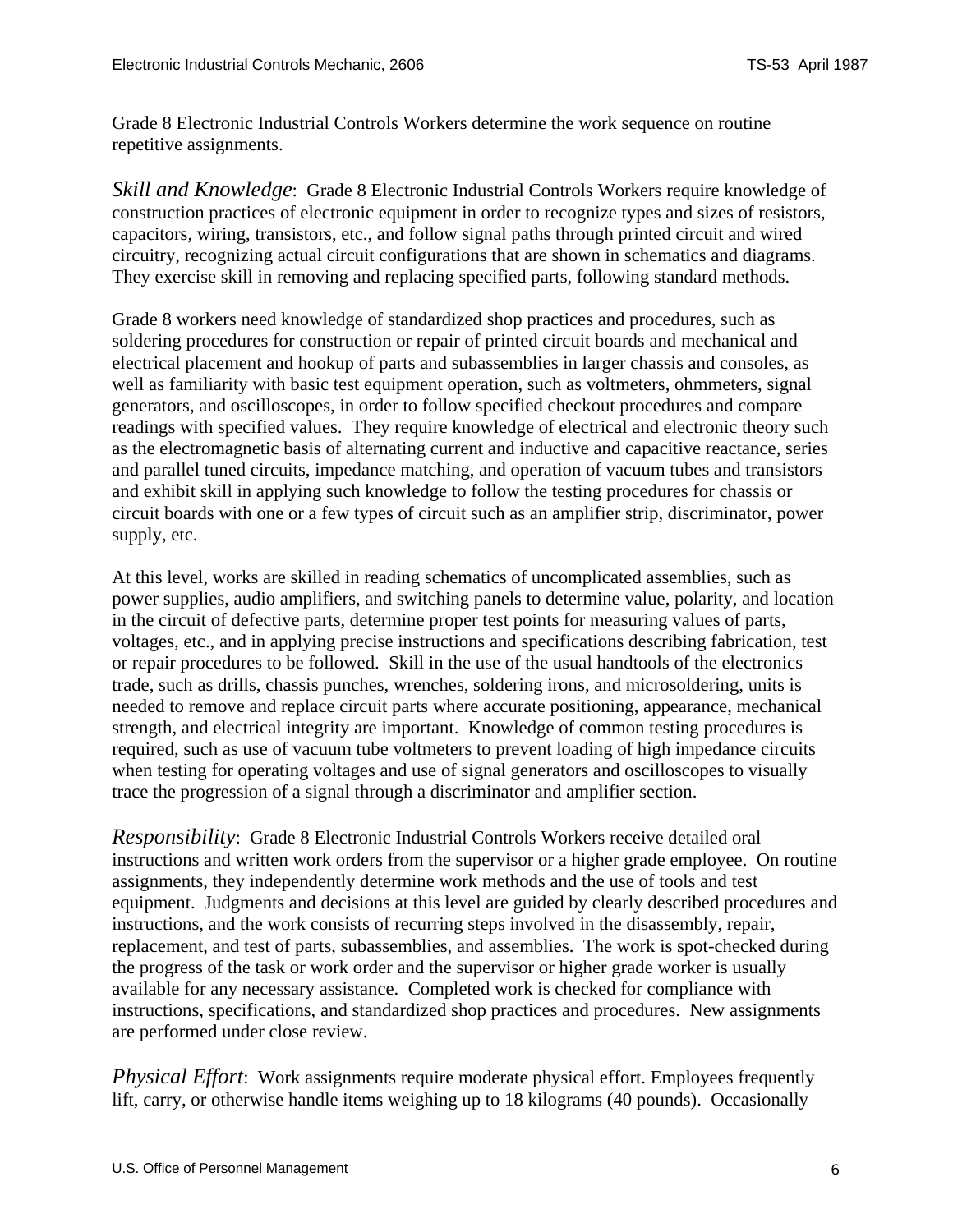Grade 8 Electronic Industrial Controls Workers determine the work sequence on routine repetitive assignments.

*Skill and Knowledge*: Grade 8 Electronic Industrial Controls Workers require knowledge of construction practices of electronic equipment in order to recognize types and sizes of resistors, capacitors, wiring, transistors, etc., and follow signal paths through printed circuit and wired circuitry, recognizing actual circuit configurations that are shown in schematics and diagrams. They exercise skill in removing and replacing specified parts, following standard methods.

Grade 8 workers need knowledge of standardized shop practices and procedures, such as soldering procedures for construction or repair of printed circuit boards and mechanical and electrical placement and hookup of parts and subassemblies in larger chassis and consoles, as well as familiarity with basic test equipment operation, such as voltmeters, ohmmeters, signal generators, and oscilloscopes, in order to follow specified checkout procedures and compare readings with specified values. They require knowledge of electrical and electronic theory such as the electromagnetic basis of alternating current and inductive and capacitive reactance, series and parallel tuned circuits, impedance matching, and operation of vacuum tubes and transistors and exhibit skill in applying such knowledge to follow the testing procedures for chassis or circuit boards with one or a few types of circuit such as an amplifier strip, discriminator, power supply, etc.

At this level, works are skilled in reading schematics of uncomplicated assemblies, such as power supplies, audio amplifiers, and switching panels to determine value, polarity, and location in the circuit of defective parts, determine proper test points for measuring values of parts, voltages, etc., and in applying precise instructions and specifications describing fabrication, test or repair procedures to be followed. Skill in the use of the usual handtools of the electronics trade, such as drills, chassis punches, wrenches, soldering irons, and microsoldering, units is needed to remove and replace circuit parts where accurate positioning, appearance, mechanical strength, and electrical integrity are important. Knowledge of common testing procedures is required, such as use of vacuum tube voltmeters to prevent loading of high impedance circuits when testing for operating voltages and use of signal generators and oscilloscopes to visually trace the progression of a signal through a discriminator and amplifier section.

*Responsibility*: Grade 8 Electronic Industrial Controls Workers receive detailed oral instructions and written work orders from the supervisor or a higher grade employee. On routine assignments, they independently determine work methods and the use of tools and test equipment. Judgments and decisions at this level are guided by clearly described procedures and instructions, and the work consists of recurring steps involved in the disassembly, repair, replacement, and test of parts, subassemblies, and assemblies. The work is spot-checked during the progress of the task or work order and the supervisor or higher grade worker is usually available for any necessary assistance. Completed work is checked for compliance with instructions, specifications, and standardized shop practices and procedures. New assignments are performed under close review.

*Physical Effort*: Work assignments require moderate physical effort. Employees frequently lift, carry, or otherwise handle items weighing up to 18 kilograms (40 pounds). Occasionally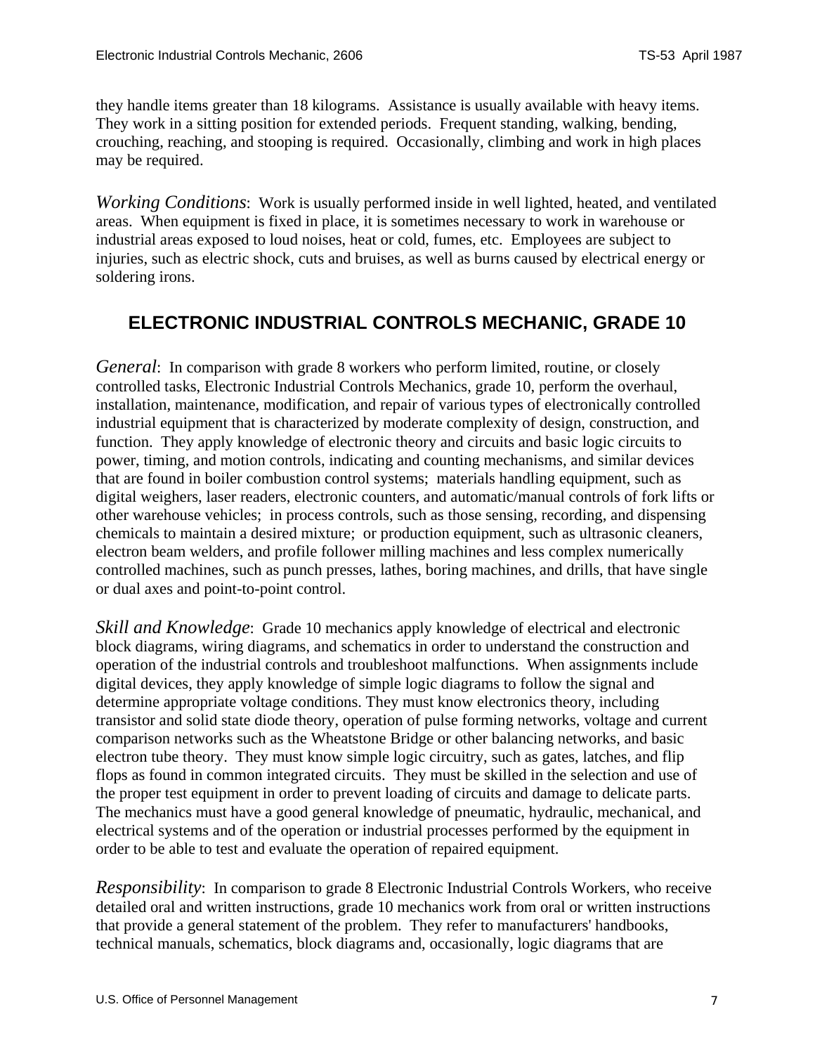they handle items greater than 18 kilograms. Assistance is usually available with heavy items. They work in a sitting position for extended periods. Frequent standing, walking, bending, crouching, reaching, and stooping is required. Occasionally, climbing and work in high places may be required.

*Working Conditions*: Work is usually performed inside in well lighted, heated, and ventilated areas. When equipment is fixed in place, it is sometimes necessary to work in warehouse or industrial areas exposed to loud noises, heat or cold, fumes, etc. Employees are subject to injuries, such as electric shock, cuts and bruises, as well as burns caused by electrical energy or soldering irons.

## ELECTRONIC INDUSTRIAL CONTROLS MECHANIC, GRADE 10

*General*: In comparison with grade 8 workers who perform limited, routine, or closely controlled tasks, Electronic Industrial Controls Mechanics, grade 10, perform the overhaul, installation, maintenance, modification, and repair of various types of electronically controlled industrial equipment that is characterized by moderate complexity of design, construction, and function. They apply knowledge of electronic theory and circuits and basic logic circuits to power, timing, and motion controls, indicating and counting mechanisms, and similar devices that are found in boiler combustion control systems; materials handling equipment, such as digital weighers, laser readers, electronic counters, and automatic/manual controls of fork lifts or other warehouse vehicles; in process controls, such as those sensing, recording, and dispensing chemicals to maintain a desired mixture; or production equipment, such as ultrasonic cleaners, electron beam welders, and profile follower milling machines and less complex numerically controlled machines, such as punch presses, lathes, boring machines, and drills, that have single or dual axes and point-to-point control.

*Skill and Knowledge*: Grade 10 mechanics apply knowledge of electrical and electronic block diagrams, wiring diagrams, and schematics in order to understand the construction and operation of the industrial controls and troubleshoot malfunctions. When assignments include digital devices, they apply knowledge of simple logic diagrams to follow the signal and determine appropriate voltage conditions. They must know electronics theory, including transistor and solid state diode theory, operation of pulse forming networks, voltage and current comparison networks such as the Wheatstone Bridge or other balancing networks, and basic electron tube theory. They must know simple logic circuitry, such as gates, latches, and flip flops as found in common integrated circuits. They must be skilled in the selection and use of the proper test equipment in order to prevent loading of circuits and damage to delicate parts. The mechanics must have a good general knowledge of pneumatic, hydraulic, mechanical, and electrical systems and of the operation or industrial processes performed by the equipment in order to be able to test and evaluate the operation of repaired equipment.

*Responsibility*: In comparison to grade 8 Electronic Industrial Controls Workers, who receive detailed oral and written instructions, grade 10 mechanics work from oral or written instructions that provide a general statement of the problem. They refer to manufacturers' handbooks, technical manuals, schematics, block diagrams and, occasionally, logic diagrams that are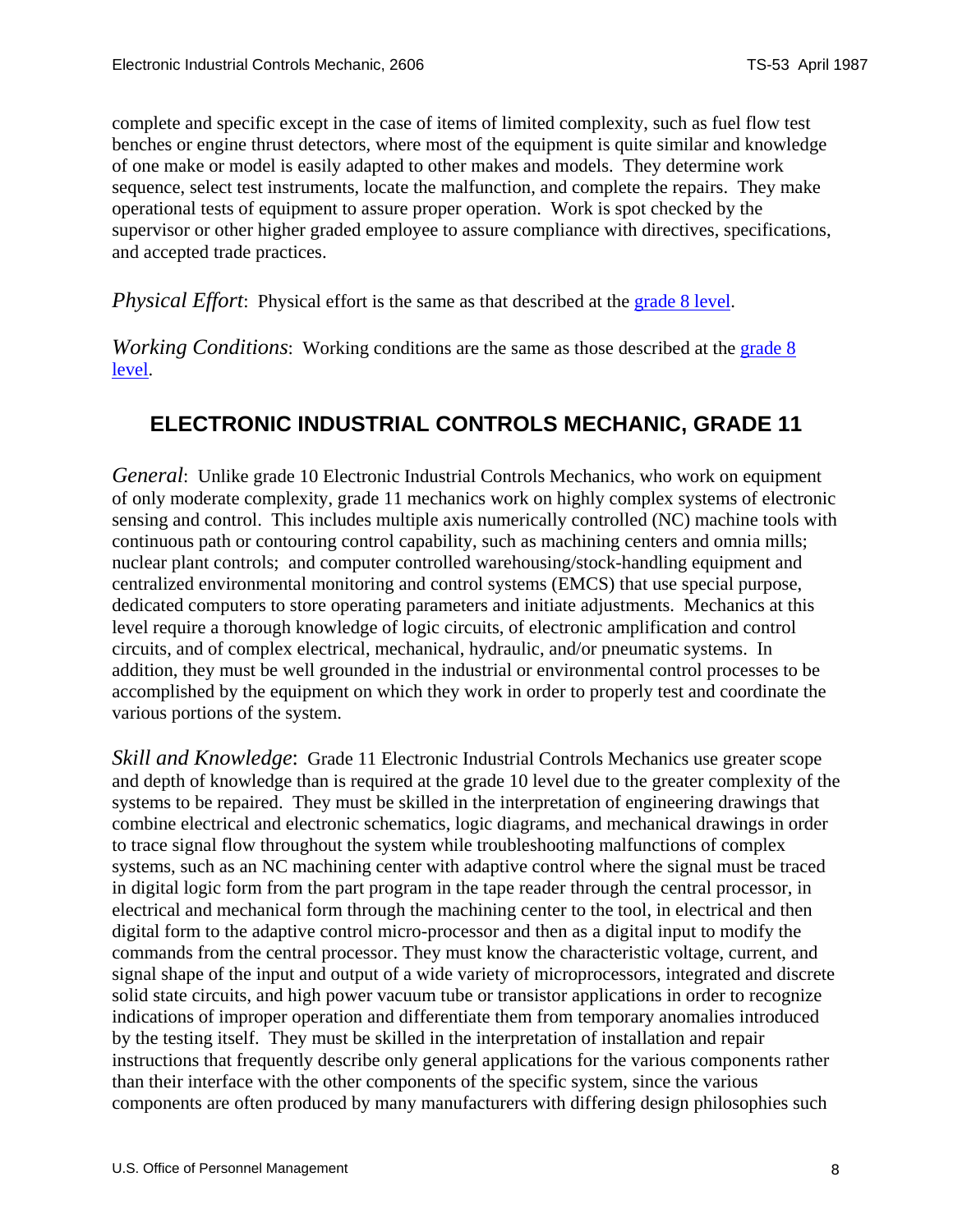complete and specific except in the case of items of limited complexity, such as fuel flow test benches or engine thrust detectors, where most of the equipment is quite similar and knowledge of one make or model is easily adapted to other makes and models. They determine work sequence, select test instruments, locate the malfunction, and complete the repairs. They make operational tests of equipment to assure proper operation. Work is spot checked by the supervisor or other higher graded employee to assure compliance with directives, specifications, and accepted trade practices.

*Physical Effort*: Physical effort is the same as that described at the grade 8 level.

*Working Conditions*: Working conditions are the same as those described at the grade 8 level.

## ELECTRONIC INDUSTRIAL CONTROLS MECHANIC, GRADE 11

*General*: Unlike grade 10 Electronic Industrial Controls Mechanics, who work on equipment of only moderate complexity, grade 11 mechanics work on highly complex systems of electronic sensing and control. This includes multiple axis numerically controlled (NC) machine tools with continuous path or contouring control capability, such as machining centers and omnia mills; nuclear plant controls; and computer controlled warehousing/stock-handling equipment and centralized environmental monitoring and control systems (EMCS) that use special purpose, dedicated computers to store operating parameters and initiate adjustments. Mechanics at this level require a thorough knowledge of logic circuits, of electronic amplification and control circuits, and of complex electrical, mechanical, hydraulic, and/or pneumatic systems. In addition, they must be well grounded in the industrial or environmental control processes to be accomplished by the equipment on which they work in order to properly test and coordinate the various portions of the system.

*Skill and Knowledge*: Grade 11 Electronic Industrial Controls Mechanics use greater scope and depth of knowledge than is required at the grade 10 level due to the greater complexity of the systems to be repaired. They must be skilled in the interpretation of engineering drawings that combine electrical and electronic schematics, logic diagrams, and mechanical drawings in order to trace signal flow throughout the system while troubleshooting malfunctions of complex systems, such as an NC machining center with adaptive control where the signal must be traced in digital logic form from the part program in the tape reader through the central processor, in electrical and mechanical form through the machining center to the tool, in electrical and then digital form to the adaptive control micro-processor and then as a digital input to modify the commands from the central processor. They must know the characteristic voltage, current, and signal shape of the input and output of a wide variety of microprocessors, integrated and discrete solid state circuits, and high power vacuum tube or transistor applications in order to recognize indications of improper operation and differentiate them from temporary anomalies introduced by the testing itself. They must be skilled in the interpretation of installation and repair instructions that frequently describe only general applications for the various components rather than their interface with the other components of the specific system, since the various components are often produced by many manufacturers with differing design philosophies such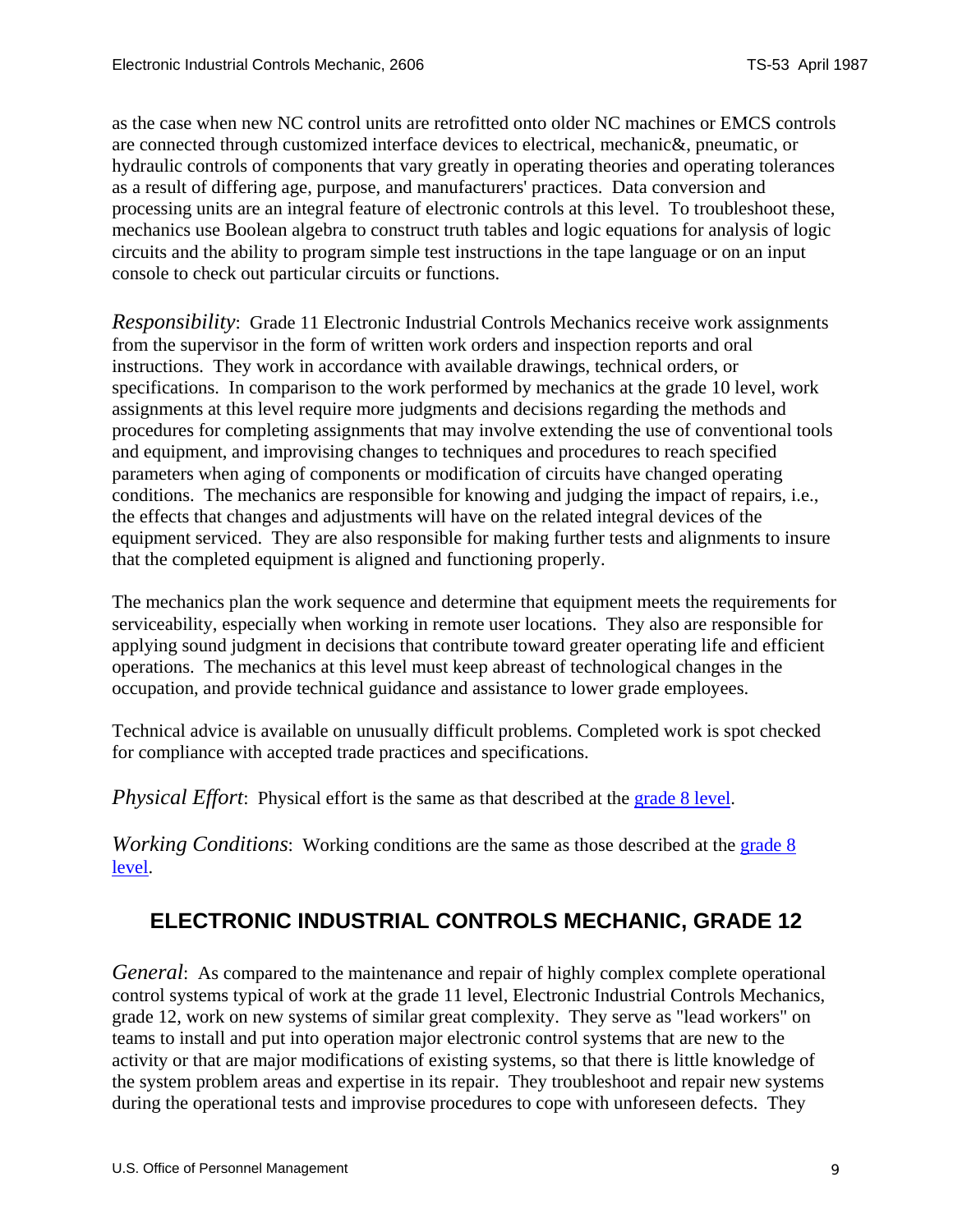as the case when new NC control units are retrofitted onto older NC machines or EMCS controls are connected through customized interface devices to electrical, mechanic&, pneumatic, or hydraulic controls of components that vary greatly in operating theories and operating tolerances as a result of differing age, purpose, and manufacturers' practices. Data conversion and processing units are an integral feature of electronic controls at this level. To troubleshoot these, mechanics use Boolean algebra to construct truth tables and logic equations for analysis of logic circuits and the ability to program simple test instructions in the tape language or on an input console to check out particular circuits or functions.

*Responsibility*: Grade 11 Electronic Industrial Controls Mechanics receive work assignments from the supervisor in the form of written work orders and inspection reports and oral instructions. They work in accordance with available drawings, technical orders, or specifications. In comparison to the work performed by mechanics at the grade 10 level, work assignments at this level require more judgments and decisions regarding the methods and procedures for completing assignments that may involve extending the use of conventional tools and equipment, and improvising changes to techniques and procedures to reach specified parameters when aging of components or modification of circuits have changed operating conditions. The mechanics are responsible for knowing and judging the impact of repairs, i.e., the effects that changes and adjustments will have on the related integral devices of the equipment serviced. They are also responsible for making further tests and alignments to insure that the completed equipment is aligned and functioning properly.

The mechanics plan the work sequence and determine that equipment meets the requirements for serviceability, especially when working in remote user locations. They also are responsible for applying sound judgment in decisions that contribute toward greater operating life and efficient operations. The mechanics at this level must keep abreast of technological changes in the occupation, and provide technical guidance and assistance to lower grade employees.

Technical advice is available on unusually difficult problems. Completed work is spot checked for compliance with accepted trade practices and specifications.

*Physical Effort*: Physical effort is the same as that described at the grade 8 level.

*Working Conditions*: Working conditions are the same as those described at the grade 8 level.

## ELECTRONIC INDUSTRIAL CONTROLS MECHANIC, GRADE 12

*General*: As compared to the maintenance and repair of highly complex complete operational control systems typical of work at the grade 11 level, Electronic Industrial Controls Mechanics, grade 12, work on new systems of similar great complexity. They serve as "lead workers" on teams to install and put into operation major electronic control systems that are new to the activity or that are major modifications of existing systems, so that there is little knowledge of the system problem areas and expertise in its repair. They troubleshoot and repair new systems during the operational tests and improvise procedures to cope with unforeseen defects. They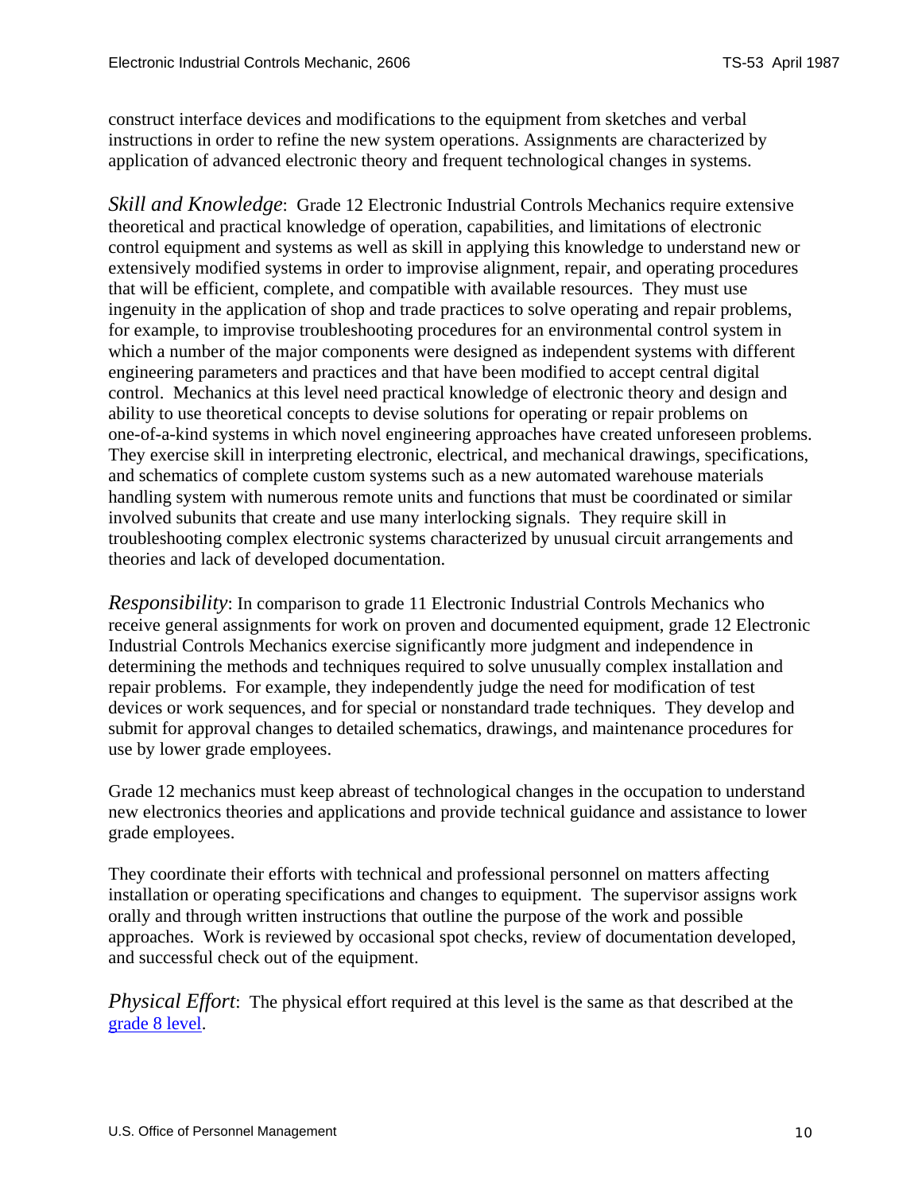construct interface devices and modifications to the equipment from sketches and verbal instructions in order to refine the new system operations. Assignments are characterized by application of advanced electronic theory and frequent technological changes in systems.

*Skill and Knowledge*: Grade 12 Electronic Industrial Controls Mechanics require extensive theoretical and practical knowledge of operation, capabilities, and limitations of electronic control equipment and systems as well as skill in applying this knowledge to understand new or extensively modified systems in order to improvise alignment, repair, and operating procedures that will be efficient, complete, and compatible with available resources. They must use ingenuity in the application of shop and trade practices to solve operating and repair problems, for example, to improvise troubleshooting procedures for an environmental control system in which a number of the major components were designed as independent systems with different engineering parameters and practices and that have been modified to accept central digital control. Mechanics at this level need practical knowledge of electronic theory and design and ability to use theoretical concepts to devise solutions for operating or repair problems on one-of-a-kind systems in which novel engineering approaches have created unforeseen problems. They exercise skill in interpreting electronic, electrical, and mechanical drawings, specifications, and schematics of complete custom systems such as a new automated warehouse materials handling system with numerous remote units and functions that must be coordinated or similar involved subunits that create and use many interlocking signals. They require skill in troubleshooting complex electronic systems characterized by unusual circuit arrangements and theories and lack of developed documentation.

*Responsibility*: In comparison to grade 11 Electronic Industrial Controls Mechanics who receive general assignments for work on proven and documented equipment, grade 12 Electronic Industrial Controls Mechanics exercise significantly more judgment and independence in determining the methods and techniques required to solve unusually complex installation and repair problems. For example, they independently judge the need for modification of test devices or work sequences, and for special or nonstandard trade techniques. They develop and submit for approval changes to detailed schematics, drawings, and maintenance procedures for use by lower grade employees.

Grade 12 mechanics must keep abreast of technological changes in the occupation to understand new electronics theories and applications and provide technical guidance and assistance to lower grade employees.

They coordinate their efforts with technical and professional personnel on matters affecting installation or operating specifications and changes to equipment. The supervisor assigns work orally and through written instructions that outline the purpose of the work and possible approaches. Work is reviewed by occasional spot checks, review of documentation developed, and successful check out of the equipment.

*Physical Effort*: The physical effort required at this level is the same as that described at the grade 8 level.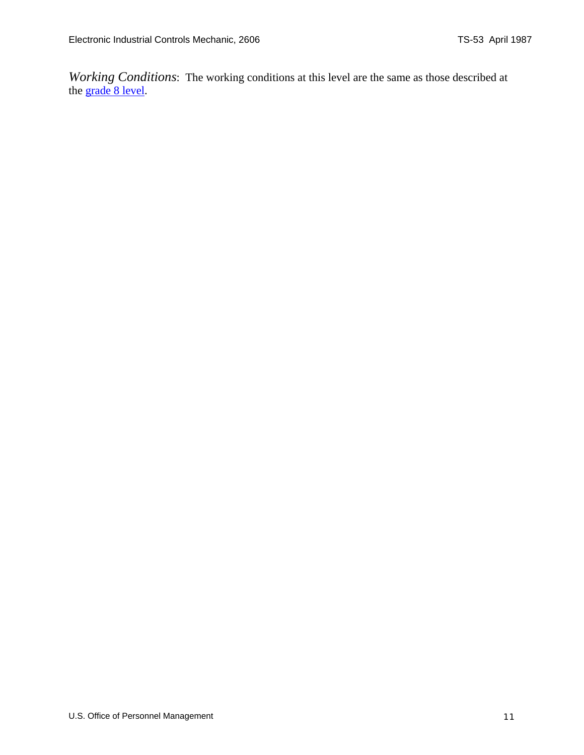*Working Conditions*: The working conditions at this level are the same as those described at the grade 8 level.